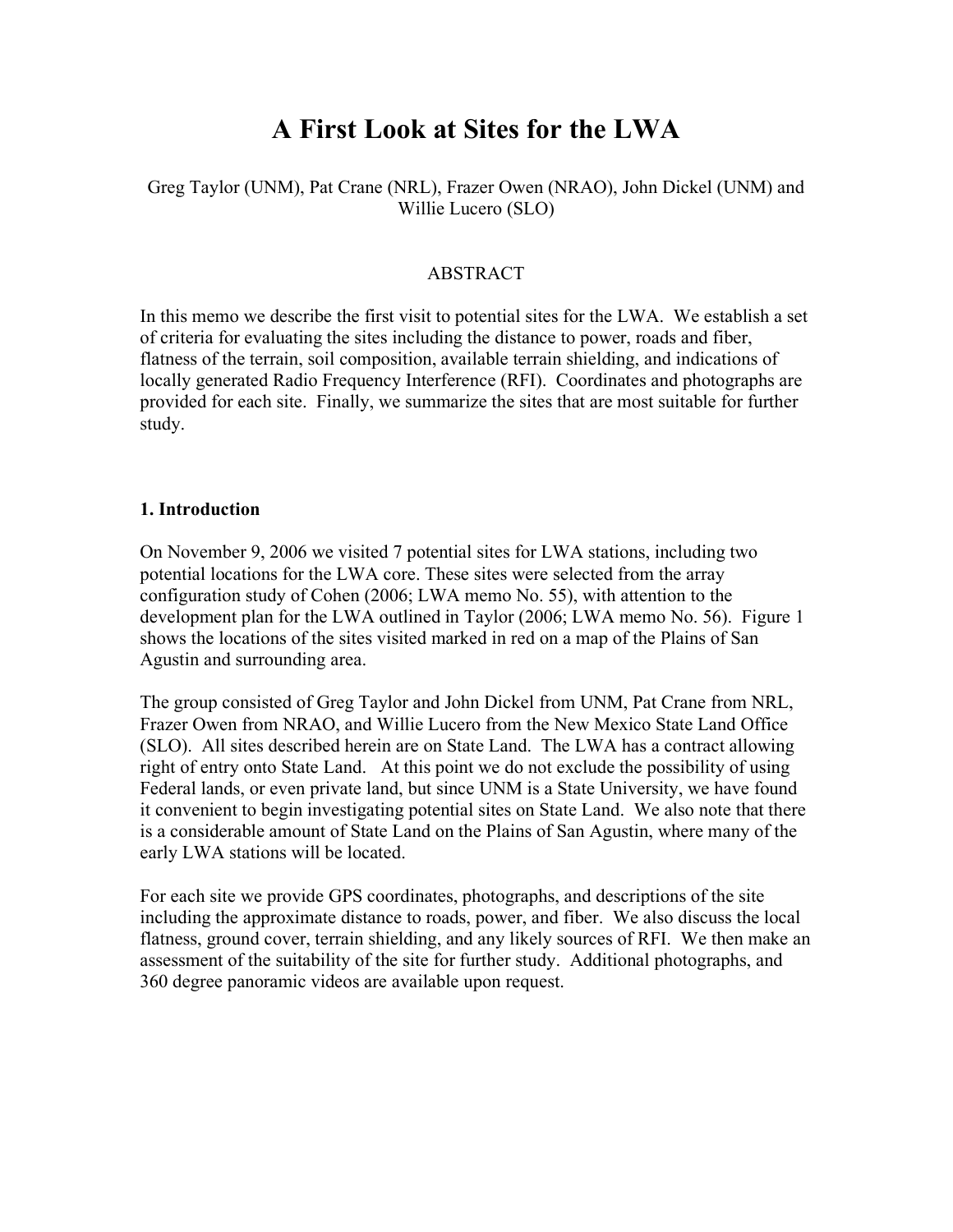# A First Look at Sites for the LWA

Greg Taylor (UNM), Pat Crane (NRL), Frazer Owen (NRAO), John Dickel (UNM) and Willie Lucero (SLO)

## ABSTRACT

In this memo we describe the first visit to potential sites for the LWA. We establish a set of criteria for evaluating the sites including the distance to power, roads and fiber, flatness of the terrain, soil composition, available terrain shielding, and indications of locally generated Radio Frequency Interference (RFI). Coordinates and photographs are provided for each site. Finally, we summarize the sites that are most suitable for further study.

### 1. Introduction

On November 9, 2006 we visited 7 potential sites for LWA stations, including two potential locations for the LWA core. These sites were selected from the array configuration study of Cohen (2006; LWA memo No. 55), with attention to the development plan for the LWA outlined in Taylor (2006; LWA memo No. 56). Figure 1 shows the locations of the sites visited marked in red on a map of the Plains of San Agustin and surrounding area.

The group consisted of Greg Taylor and John Dickel from UNM, Pat Crane from NRL, Frazer Owen from NRAO, and Willie Lucero from the New Mexico State Land Office (SLO). All sites described herein are on State Land. The LWA has a contract allowing right of entry onto State Land. At this point we do not exclude the possibility of using Federal lands, or even private land, but since UNM is a State University, we have found it convenient to begin investigating potential sites on State Land. We also note that there is a considerable amount of State Land on the Plains of San Agustin, where many of the early LWA stations will be located.

For each site we provide GPS coordinates, photographs, and descriptions of the site including the approximate distance to roads, power, and fiber. We also discuss the local flatness, ground cover, terrain shielding, and any likely sources of RFI. We then make an assessment of the suitability of the site for further study. Additional photographs, and 360 degree panoramic videos are available upon request.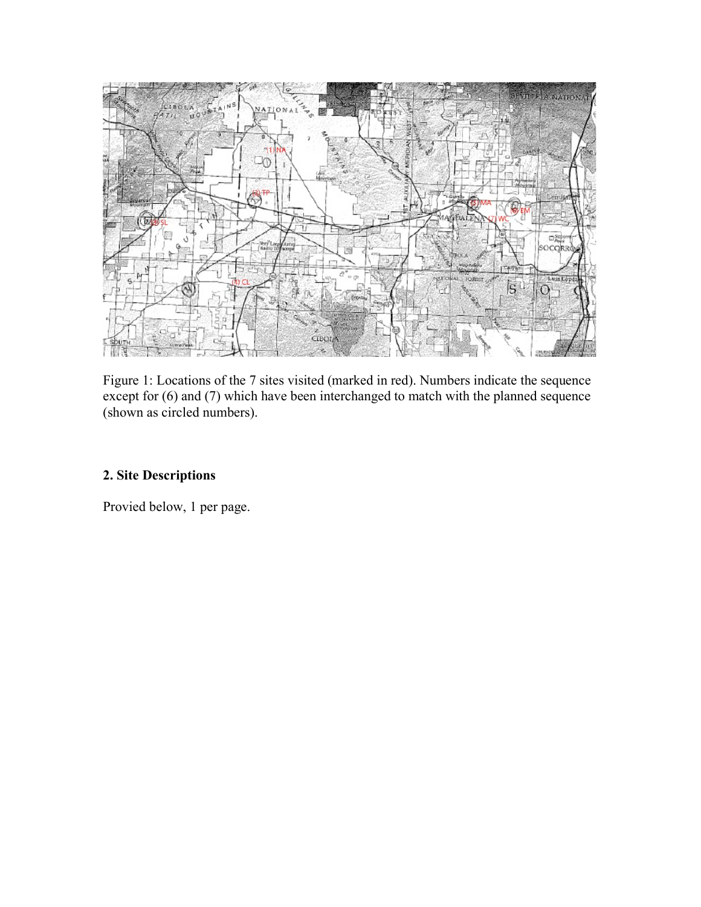Figure 1: Locations of the 7 sites visited (marked in red). Numbers indicate the sequence except for (6) and (7) which have been interchanged to match with the planned sequence (shown as circled numbers).

## 2. Site Descriptions

Provied below, 1 per page.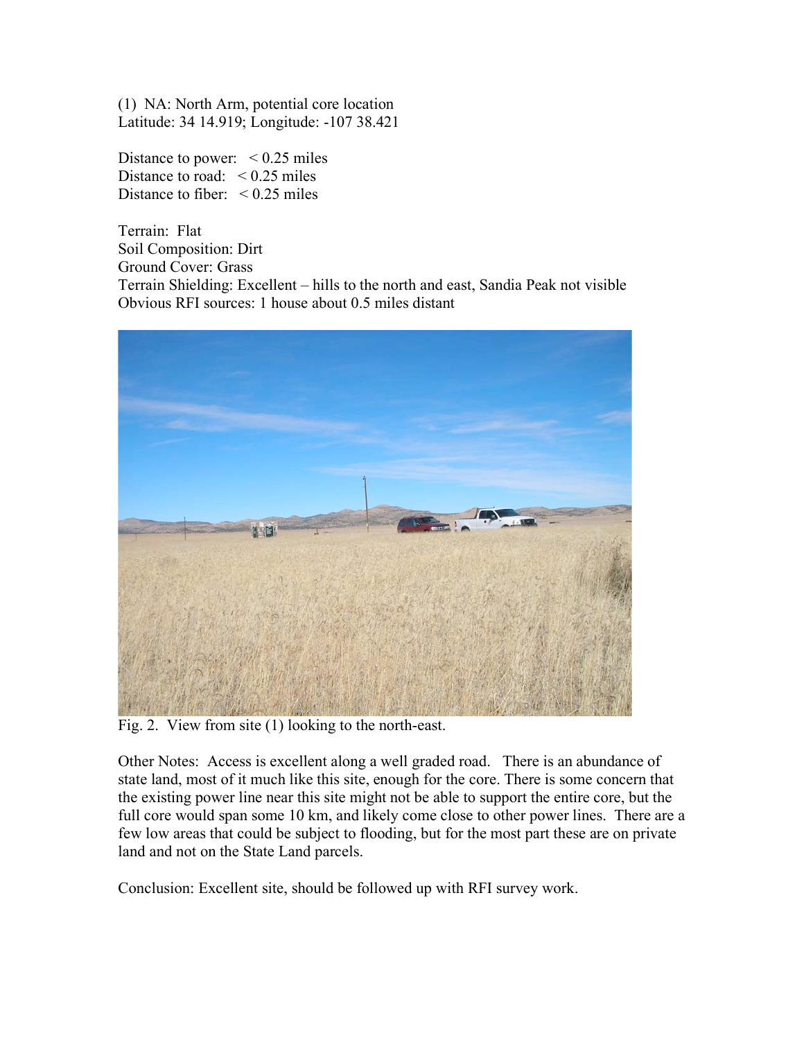(1) NA: North Arm, potential core location
Latitude: 34 14.919; Longitude: -107 38.421

Distance to power: < 0.25 miles
Distance to road: < 0.25 miles
Distance to fiber: < 0.25 miles

Terrain: Flat
Soil Composition: Dirt
Ground Cover: Grass
Terrain Shielding: Excellent – hills to the north and east, Sandia Peak not visible
Obvious RFI sources: 1 house about 0.5 miles distant

Fig. 2. View from site (1) looking to the north-east.

Other Notes: Access is excellent along a well graded road. There is an abundance of state land, most of it much like this site, enough for the core. There is some concern that the existing power line near this site might not be able to support the entire core, but the full core would span some 10 km, and likely come close to other power lines. There are a few low areas that could be subject to flooding, but for the most part these are on private land and not on the State Land parcels.

Conclusion: Excellent site, should be followed up with RFI survey work.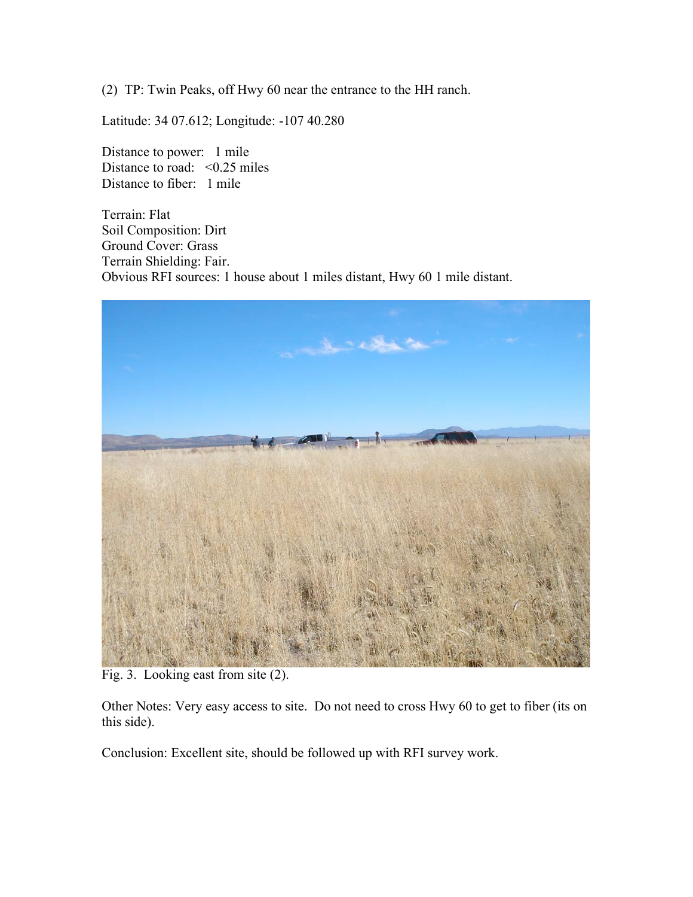(2) TP: Twin Peaks, off Hwy 60 near the entrance to the HH ranch.

Latitude: 34 07.612; Longitude: -107 40.280

Distance to power: 1 mile
Distance to road: <0.25 miles
Distance to fiber: 1 mile

Terrain: Flat
Soil Composition: Dirt
Ground Cover: Grass
Terrain Shielding: Fair.
Obvious RFI sources: 1 house about 1 miles distant, Hwy 60 1 mile distant.

Fig. 3. Looking east from site (2).

Other Notes: Very easy access to site. Do not need to cross Hwy 60 to get to fiber (its on this side).

Conclusion: Excellent site, should be followed up with RFI survey work.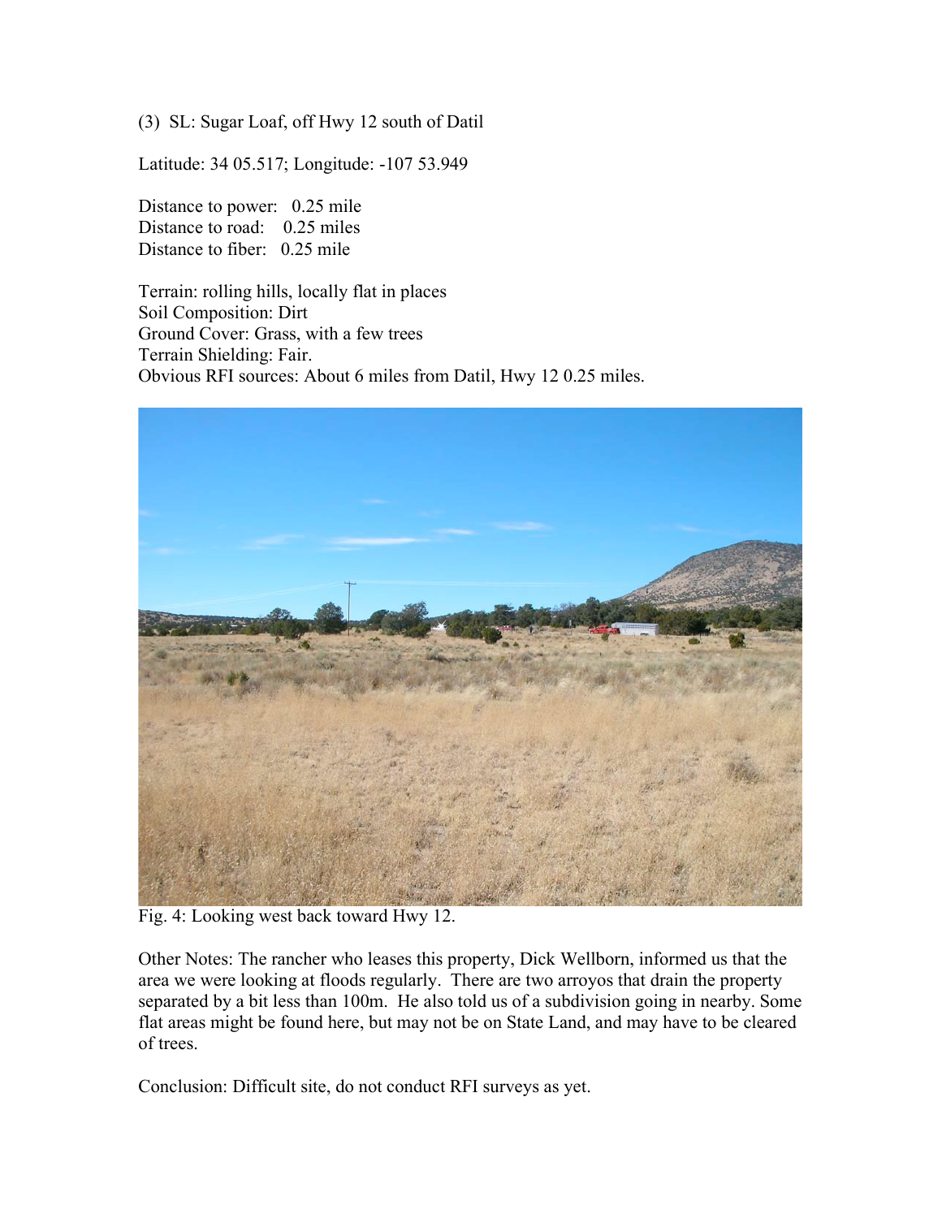(3) SL: Sugar Loaf, off Hwy 12 south of Datil

Latitude: 34 05.517; Longitude: -107 53.949

Distance to power: 0.25 mile
Distance to road: 0.25 miles
Distance to fiber: 0.25 mile

Terrain: rolling hills, locally flat in places
Soil Composition: Dirt
Ground Cover: Grass, with a few trees
Terrain Shielding: Fair.
Obvious RFI sources: About 6 miles from Datil, Hwy 12 0.25 miles.

Fig. 4: Looking west back toward Hwy 12.

Other Notes: The rancher who leases this property, Dick Wellborn, informed us that the area we were looking at floods regularly. There are two arroyos that drain the property separated by a bit less than 100m. He also told us of a subdivision going in nearby. Some flat areas might be found here, but may not be on State Land, and may have to be cleared of trees.

Conclusion: Difficult site, do not conduct RFI surveys as yet.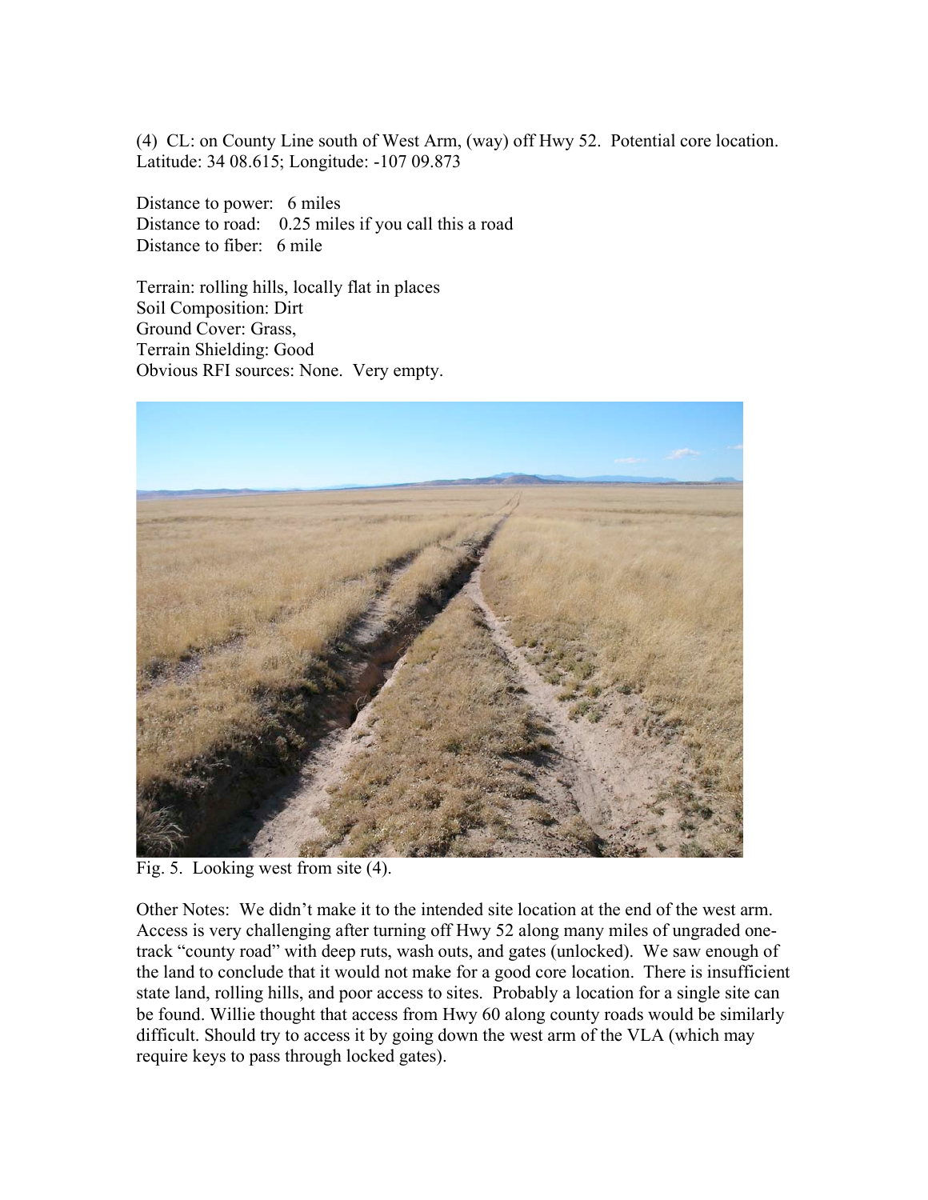(4)  CL: on County Line south of West Arm, (way) off Hwy 52.  Potential core location.
Latitude: 34 08.615; Longitude: -107 09.873

Distance to power:   6 miles
Distance to road:    0.25 miles if you call this a road
Distance to fiber:   6 mile

Terrain: rolling hills, locally flat in places
Soil Composition: Dirt
Ground Cover: Grass,
Terrain Shielding: Good
Obvious RFI sources: None.  Very empty.

Fig. 5.  Looking west from site (4).

Other Notes:  We didn't make it to the intended site location at the end of the west arm. Access is very challenging after turning off Hwy 52 along many miles of ungraded one-track "county road" with deep ruts, wash outs, and gates (unlocked).  We saw enough of the land to conclude that it would not make for a good core location.  There is insufficient state land, rolling hills, and poor access to sites.  Probably a location for a single site can be found. Willie thought that access from Hwy 60 along county roads would be similarly difficult. Should try to access it by going down the west arm of the VLA (which may require keys to pass through locked gates).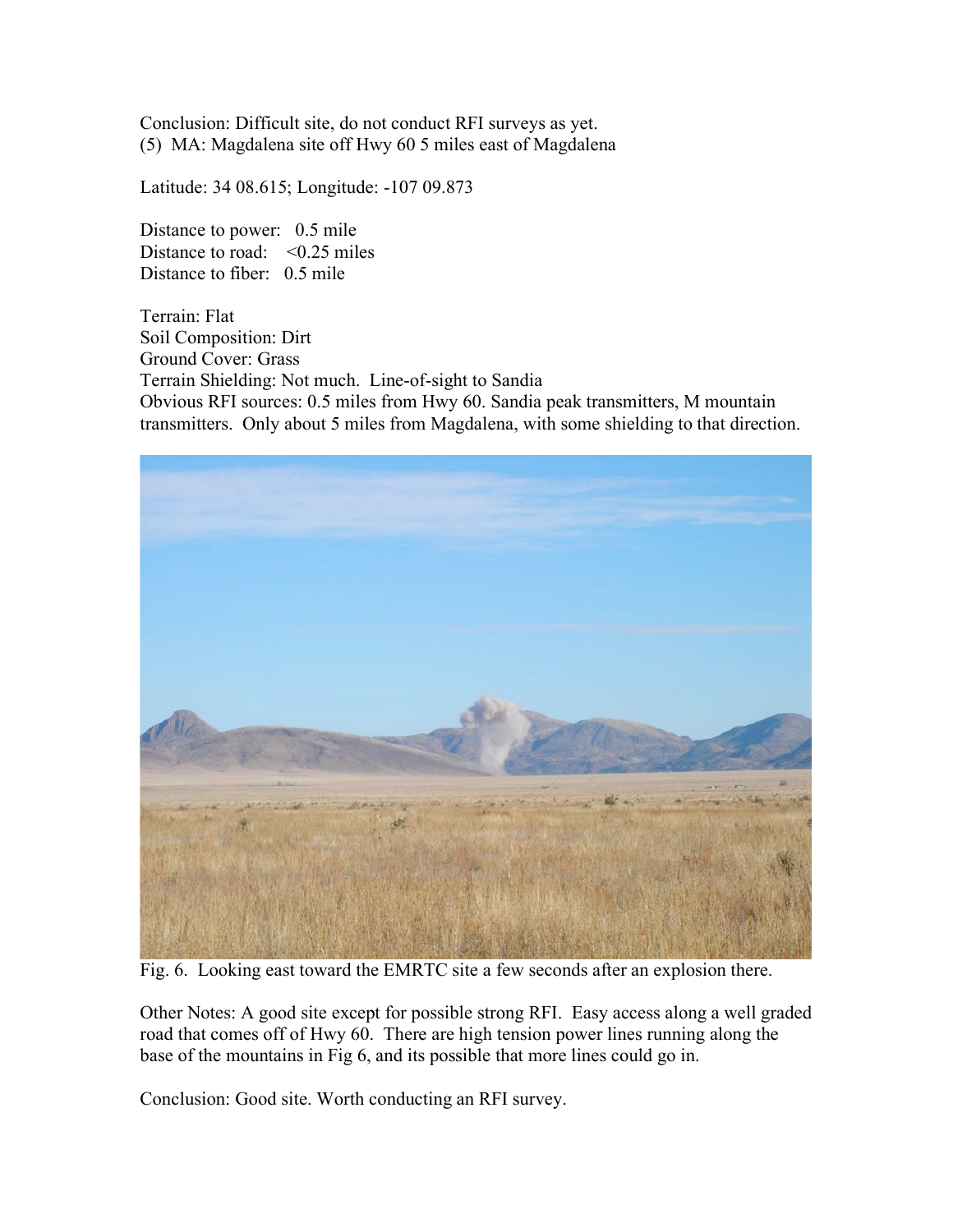Conclusion: Difficult site, do not conduct RFI surveys as yet.

(5) MA: Magdalena site off Hwy 60 5 miles east of Magdalena

Latitude: 34 08.615; Longitude: -107 09.873

Distance to power: 0.5 mile
Distance to road: <0.25 miles
Distance to fiber: 0.5 mile

Terrain: Flat
Soil Composition: Dirt
Ground Cover: Grass
Terrain Shielding: Not much. Line-of-sight to Sandia
Obvious RFI sources: 0.5 miles from Hwy 60. Sandia peak transmitters, M mountain transmitters. Only about 5 miles from Magdalena, with some shielding to that direction.

Fig. 6. Looking east toward the EMRTC site a few seconds after an explosion there.

Other Notes: A good site except for possible strong RFI. Easy access along a well graded road that comes off of Hwy 60. There are high tension power lines running along the base of the mountains in Fig 6, and its possible that more lines could go in.

Conclusion: Good site. Worth conducting an RFI survey.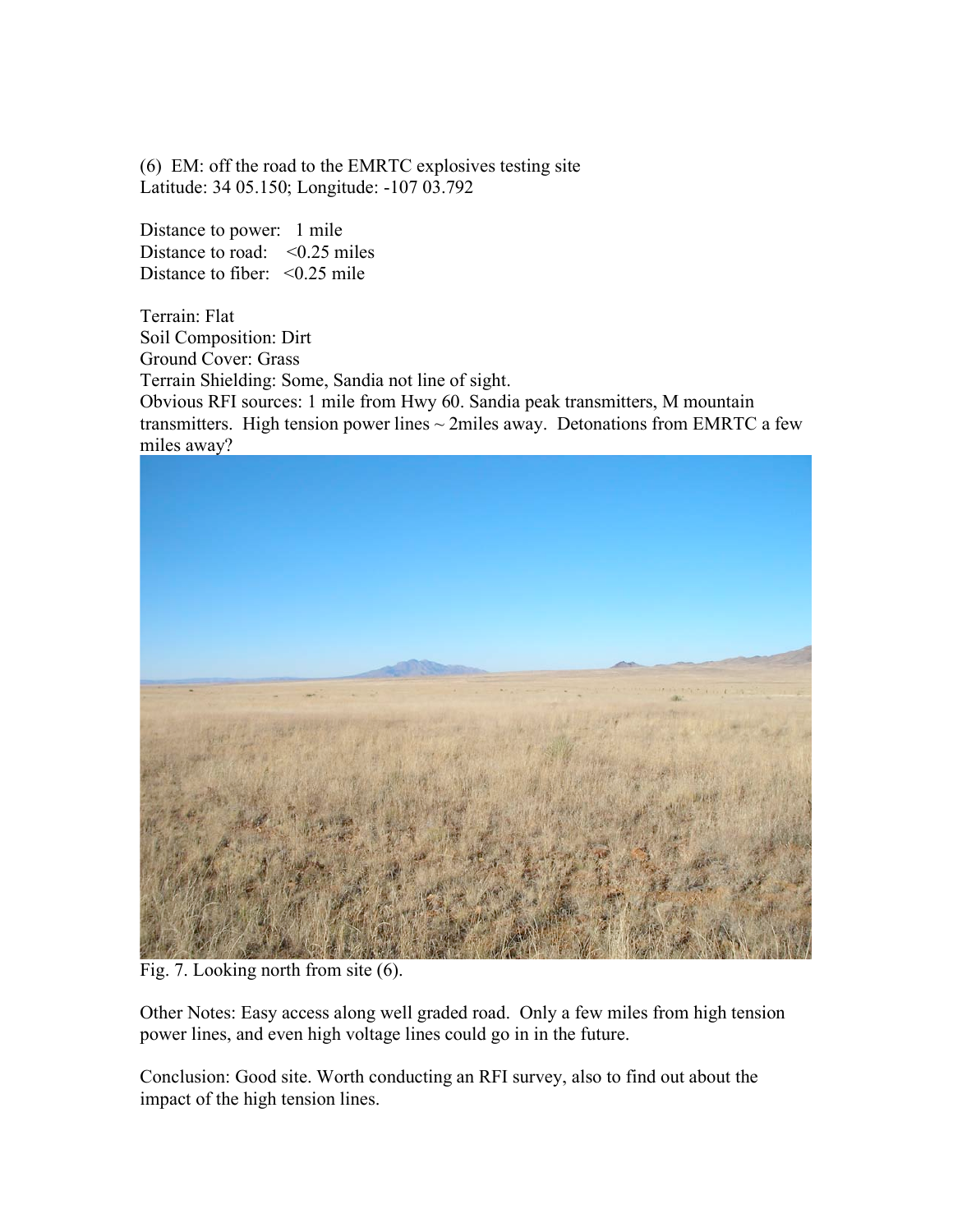(6) EM: off the road to the EMRTC explosives testing site
Latitude: 34 05.150; Longitude: -107 03.792

Distance to power: 1 mile
Distance to road: <0.25 miles
Distance to fiber: <0.25 mile

Terrain: Flat
Soil Composition: Dirt
Ground Cover: Grass
Terrain Shielding: Some, Sandia not line of sight.
Obvious RFI sources: 1 mile from Hwy 60. Sandia peak transmitters, M mountain transmitters. High tension power lines ~ 2miles away. Detonations from EMRTC a few miles away?

Fig. 7. Looking north from site (6).

Other Notes: Easy access along well graded road. Only a few miles from high tension power lines, and even high voltage lines could go in in the future.

Conclusion: Good site. Worth conducting an RFI survey, also to find out about the impact of the high tension lines.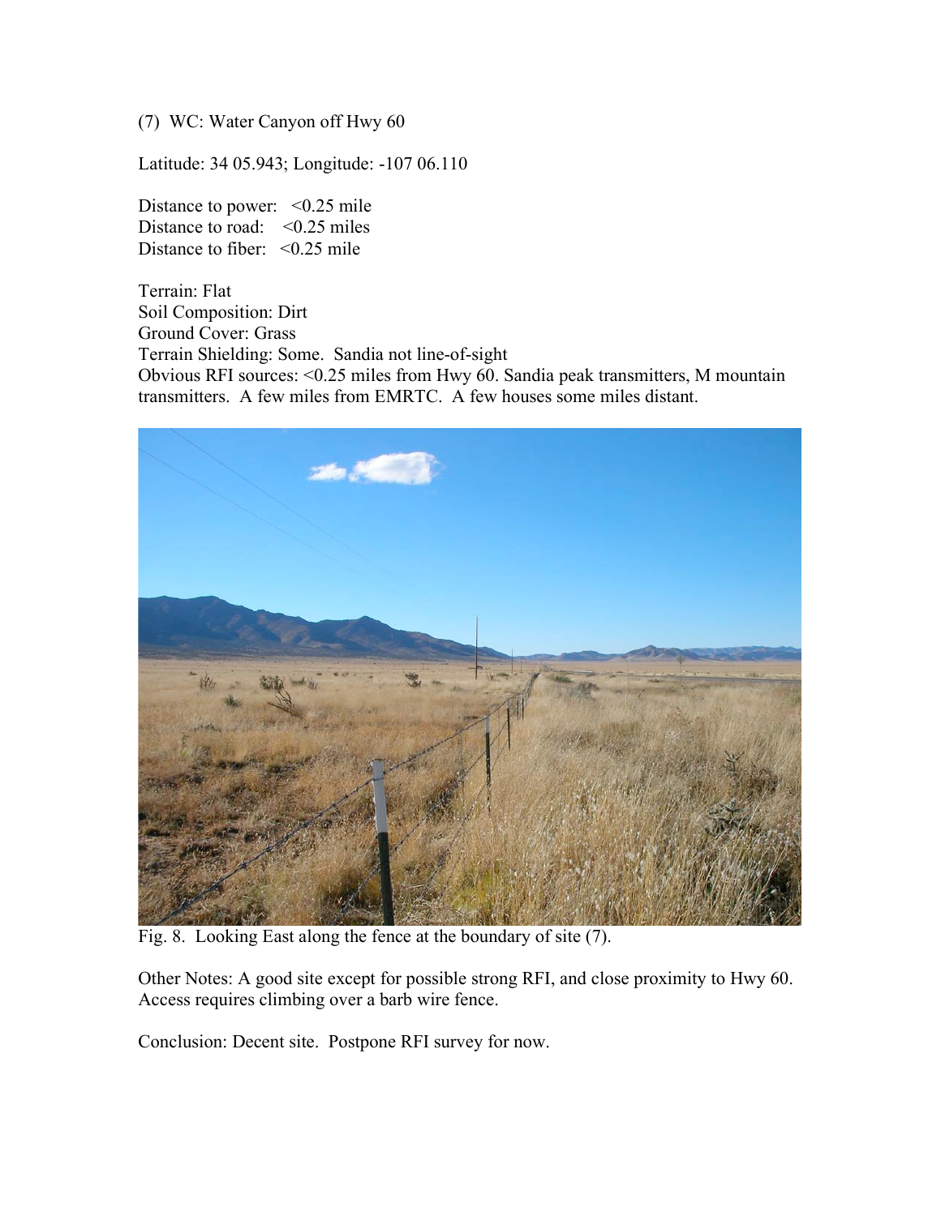(7) WC: Water Canyon off Hwy 60

Latitude: 34 05.943; Longitude: -107 06.110

Distance to power: <0.25 mile
Distance to road: <0.25 miles
Distance to fiber: <0.25 mile

Terrain: Flat
Soil Composition: Dirt
Ground Cover: Grass
Terrain Shielding: Some. Sandia not line-of-sight
Obvious RFI sources: <0.25 miles from Hwy 60. Sandia peak transmitters, M mountain transmitters. A few miles from EMRTC. A few houses some miles distant.

Fig. 8. Looking East along the fence at the boundary of site (7).

Other Notes: A good site except for possible strong RFI, and close proximity to Hwy 60. Access requires climbing over a barb wire fence.

Conclusion: Decent site. Postpone RFI survey for now.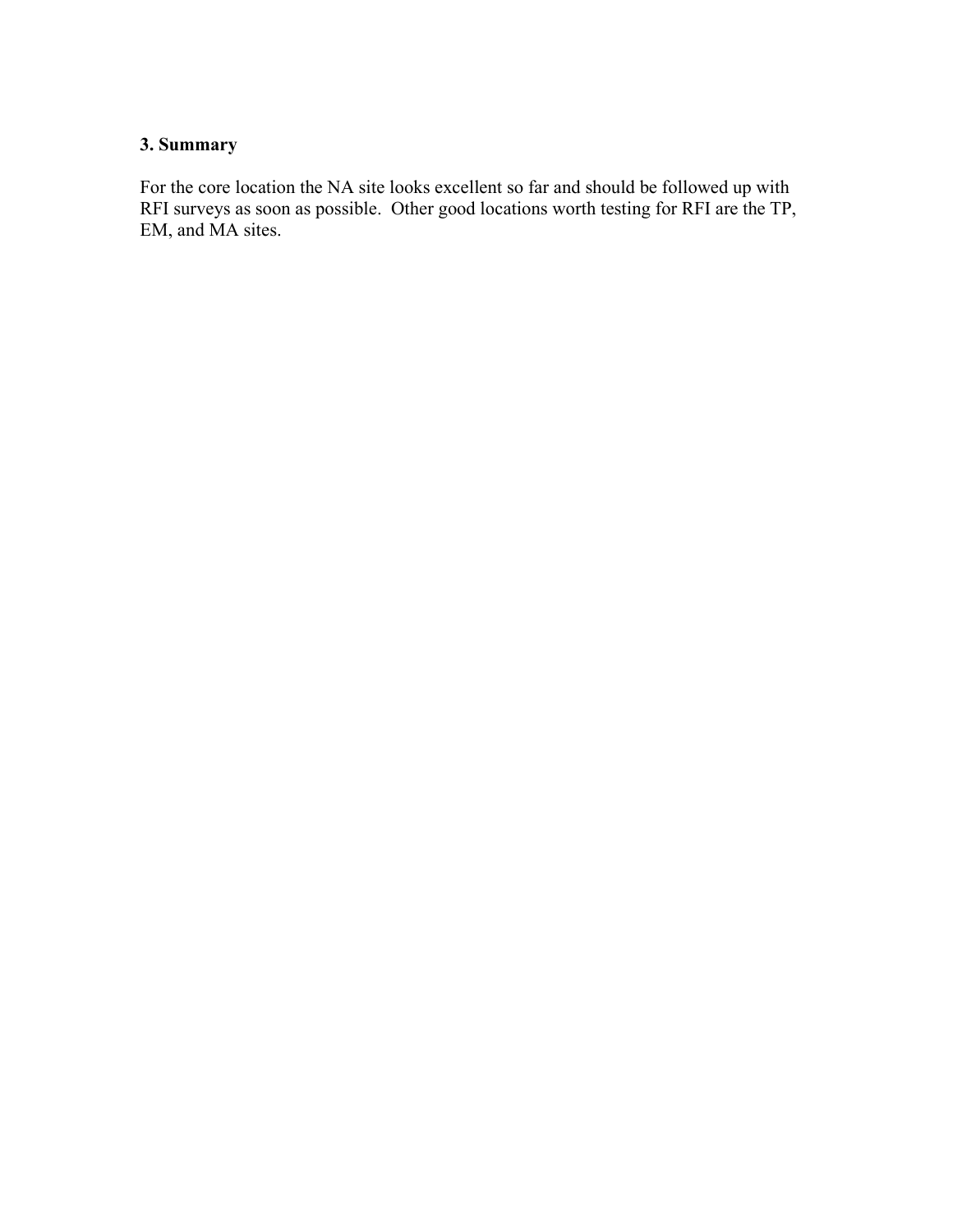## 3. Summary

For the core location the NA site looks excellent so far and should be followed up with RFI surveys as soon as possible. Other good locations worth testing for RFI are the TP, EM, and MA sites.